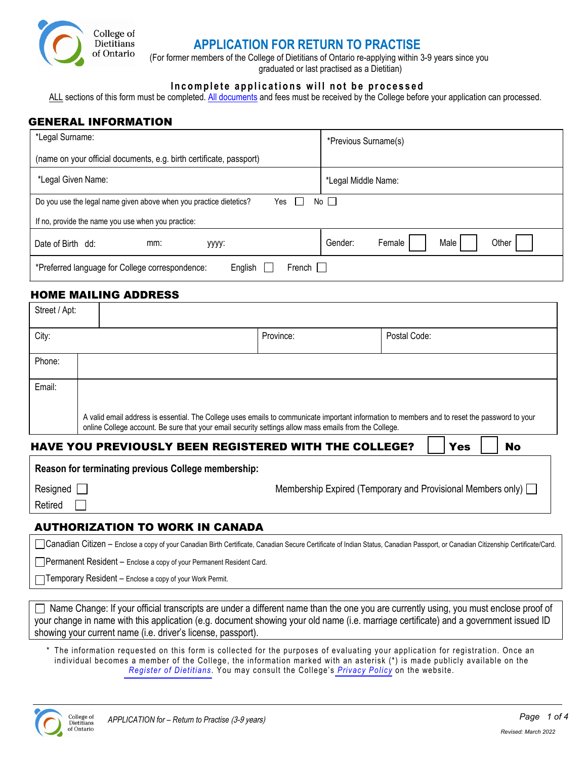College of Dietitians of Ontario

# APPLICATION FOR RETURN TO PRACTISE

(For former members of the College of Dietitians of Ontario re-applying within 3-9 years since you graduated or last practised as a Dietitian)

**Incomplete applications will not be processed**

ALL sections of this form must be completed. All documents and fees must be received by the College before your application can processed.

## GENERAL INFORMATION

| | |
|---|---|
| *Legal Surname: (name on your official documents, e.g. birth certificate, passport) | *Previous Surname(s) |
| *Legal Given Name: | *Legal Middle Name: |
| Do you use the legal name given above when you practice dietetics? Yes ☐ No ☐ If no, provide the name you use when you practice: | |
| Date of Birth dd: mm: yyyy: | Gender: Female ☐ Male ☐ Other ☐ |
| *Preferred language for College correspondence: English ☐ French ☐ | |

## HOME MAILING ADDRESS

| | | |
|---|---|---|
| Street / Apt: | | |
| City: | Province: | Postal Code: |
| Phone: | | |
| Email: A valid email address is essential. The College uses emails to communicate important information to members and to reset the password to your online College account. Be sure that your email security settings allow mass emails from the College. | | |

## HAVE YOU PREVIOUSLY BEEN REGISTERED WITH THE COLLEGE? ☐ Yes ☐ No

**Reason for terminating previous College membership:**

Resigned ☐

Retired ☐

Membership Expired (Temporary and Provisional Members only) ☐

## AUTHORIZATION TO WORK IN CANADA

☐ Canadian Citizen – Enclose a copy of your Canadian Birth Certificate, Canadian Secure Certificate of Indian Status, Canadian Passport, or Canadian Citizenship Certificate/Card.

☐ Permanent Resident – Enclose a copy of your Permanent Resident Card.

☐ Temporary Resident – Enclose a copy of your Work Permit.

☐ Name Change: If your official transcripts are under a different name than the one you are currently using, you must enclose proof of your change in name with this application (e.g. document showing your old name (i.e. marriage certificate) and a government issued ID showing your current name (i.e. driver's license, passport).

\* The information requested on this form is collected for the purposes of evaluating your application for registration. Once an individual becomes a member of the College, the information marked with an asterisk (*) is made publicly available on the *Register of Dietitians*. You may consult the College's *Privacy Policy* on the website.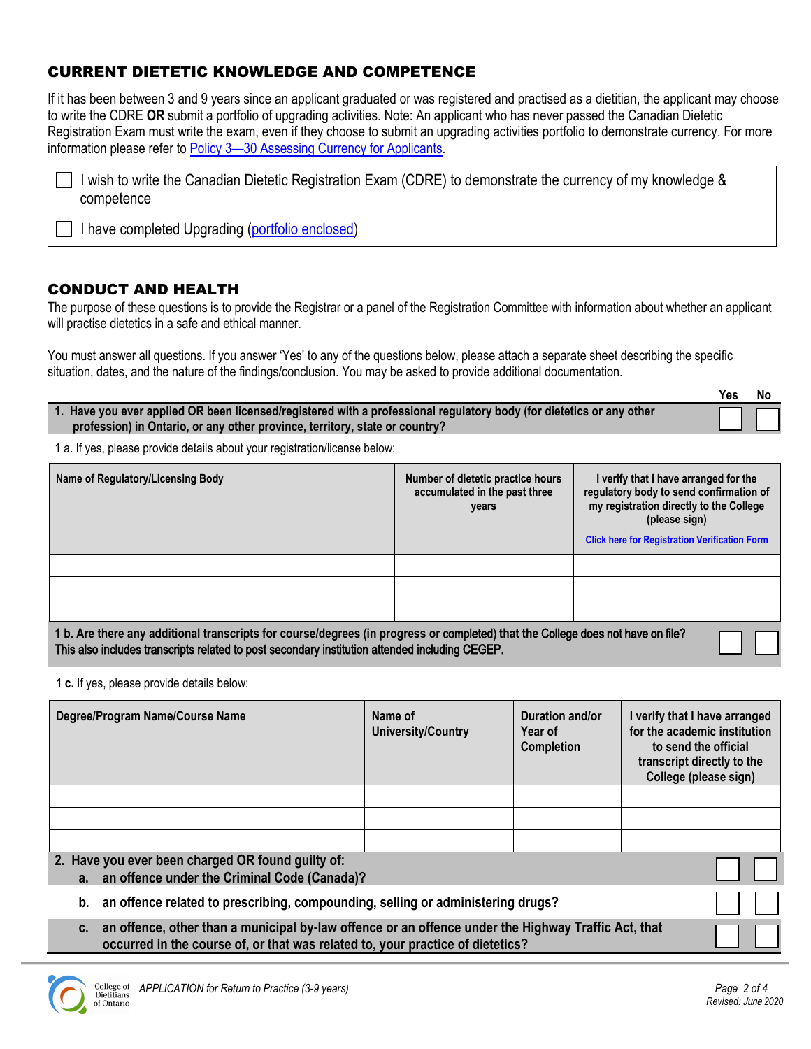## CURRENT DIETETIC KNOWLEDGE AND COMPETENCE

If it has been between 3 and 9 years since an applicant graduated or was registered and practised as a dietitian, the applicant may choose to write the CDRE **OR** submit a portfolio of upgrading activities. Note: An applicant who has never passed the Canadian Dietetic Registration Exam must write the exam, even if they choose to submit an upgrading activities portfolio to demonstrate currency. For more information please refer to Policy 3—30 Assessing Currency for Applicants.

☐ I wish to write the Canadian Dietetic Registration Exam (CDRE) to demonstrate the currency of my knowledge & competence

☐ I have completed Upgrading (portfolio enclosed)

## CONDUCT AND HEALTH

The purpose of these questions is to provide the Registrar or a panel of the Registration Committee with information about whether an applicant will practise dietetics in a safe and ethical manner.

You must answer all questions. If you answer 'Yes' to any of the questions below, please attach a separate sheet describing the specific situation, dates, and the nature of the findings/conclusion. You may be asked to provide additional documentation.

| | Yes | No |
|---|---|---|
| **1. Have you ever applied OR been licensed/registered with a professional regulatory body (for dietetics or any other profession) in Ontario, or any other province, territory, state or country?** | ☐ | ☐ |

1 a. If yes, please provide details about your registration/license below:

| Name of Regulatory/Licensing Body | Number of dietetic practice hours accumulated in the past three years | I verify that I have arranged for the regulatory body to send confirmation of my registration directly to the College (please sign) Click here for Registration Verification Form |
|---|---|---|
| | | |
| | | |
| | | |

| | Yes | No |
|---|---|---|
| **1 b. Are there any additional transcripts for course/degrees (in progress or completed) that the College does not have on file? This also includes transcripts related to post secondary institution attended including CEGEP.** | ☐ | ☐ |

**1 c.** If yes, please provide details below:

| Degree/Program Name/Course Name | Name of University/Country | Duration and/or Year of Completion | I verify that I have arranged for the academic institution to send the official transcript directly to the College (please sign) |
|---|---|---|---|
| | | | |
| | | | |
| | | | |

| | Yes | No |
|---|---|---|
| **2. Have you ever been charged OR found guilty of:** | | |
| **a. an offence under the Criminal Code (Canada)?** | ☐ | ☐ |
| **b. an offence related to prescribing, compounding, selling or administering drugs?** | ☐ | ☐ |
| **c. an offence, other than a municipal by-law offence or an offence under the Highway Traffic Act, that occurred in the course of, or that was related to, your practice of dietetics?** | ☐ | ☐ |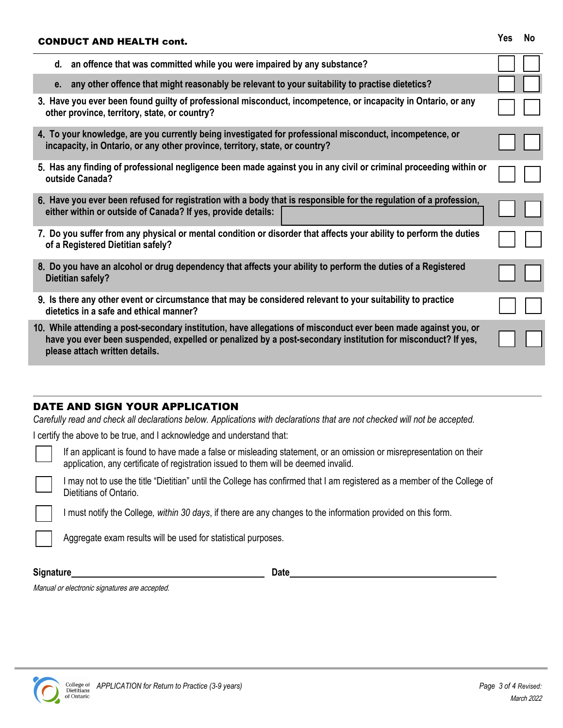## CONDUCT AND HEALTH cont.

| | Yes | No |
|---|---|---|
| d. an offence that was committed while you were impaired by any substance? | ☐ | ☐ |
| e. any other offence that might reasonably be relevant to your suitability to practise dietetics? | ☐ | ☐ |
| 3. Have you ever been found guilty of professional misconduct, incompetence, or incapacity in Ontario, or any other province, territory, state, or country? | ☐ | ☐ |
| 4. To your knowledge, are you currently being investigated for professional misconduct, incompetence, or incapacity, in Ontario, or any other province, territory, state, or country? | ☐ | ☐ |
| 5. Has any finding of professional negligence been made against you in any civil or criminal proceeding within or outside Canada? | ☐ | ☐ |
| 6. Have you ever been refused for registration with a body that is responsible for the regulation of a profession, either within or outside of Canada? If yes, provide details: | ☐ | ☐ |
| 7. Do you suffer from any physical or mental condition or disorder that affects your ability to perform the duties of a Registered Dietitian safely? | ☐ | ☐ |
| 8. Do you have an alcohol or drug dependency that affects your ability to perform the duties of a Registered Dietitian safely? | ☐ | ☐ |
| 9. Is there any other event or circumstance that may be considered relevant to your suitability to practice dietetics in a safe and ethical manner? | ☐ | ☐ |
| 10. While attending a post-secondary institution, have allegations of misconduct ever been made against you, or have you ever been suspended, expelled or penalized by a post-secondary institution for misconduct? If yes, please attach written details. | ☐ | ☐ |

## DATE AND SIGN YOUR APPLICATION

*Carefully read and check all declarations below. Applications with declarations that are not checked will not be accepted.*

I certify the above to be true, and I acknowledge and understand that:

- ☐ If an applicant is found to have made a false or misleading statement, or an omission or misrepresentation on their application, any certificate of registration issued to them will be deemed invalid.
- ☐ I may not to use the title "Dietitian" until the College has confirmed that I am registered as a member of the College of Dietitians of Ontario.
- ☐ I must notify the College, *within 30 days*, if there are any changes to the information provided on this form.
- ☐ Aggregate exam results will be used for statistical purposes.

**Signature**\_\_\_\_\_\_\_\_\_\_\_\_\_\_\_\_\_\_\_\_\_\_\_\_\_\_\_\_\_\_ **Date**\_\_\_\_\_\_\_\_\_\_\_\_\_\_\_\_\_\_\_\_\_\_\_\_\_\_\_\_\_\_

*Manual or electronic signatures are accepted.*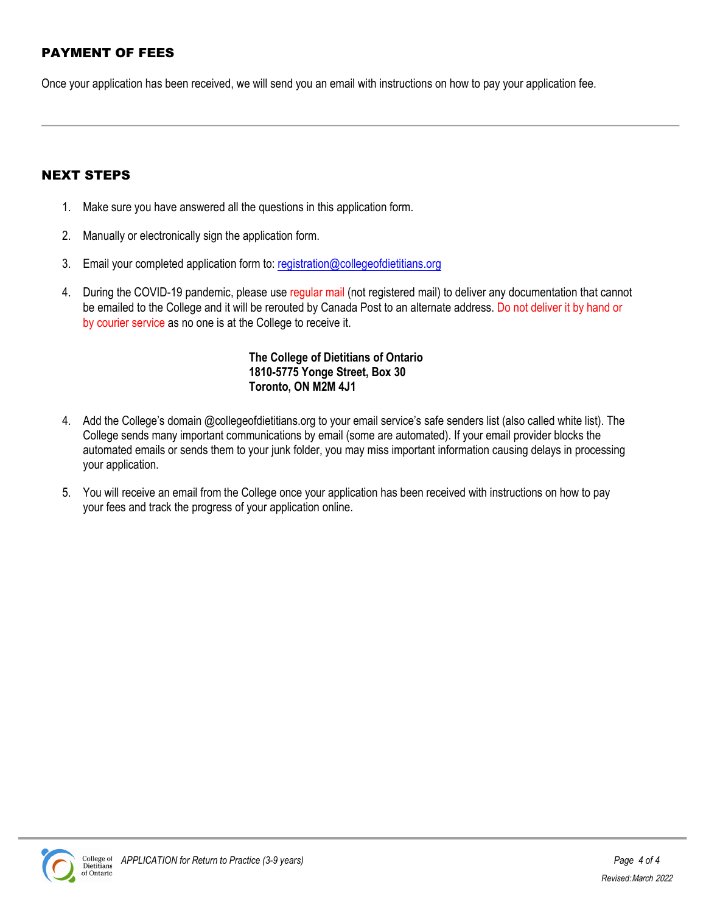## PAYMENT OF FEES

Once your application has been received, we will send you an email with instructions on how to pay your application fee.

---

## NEXT STEPS

1. Make sure you have answered all the questions in this application form.
2. Manually or electronically sign the application form.
3. Email your completed application form to: registration@collegeofdietitians.org
4. During the COVID-19 pandemic, please use regular mail (not registered mail) to deliver any documentation that cannot be emailed to the College and it will be rerouted by Canada Post to an alternate address. Do not deliver it by hand or by courier service as no one is at the College to receive it.

   **The College of Dietitians of Ontario**
   **1810-5775 Yonge Street, Box 30**
   **Toronto, ON M2M 4J1**

4. Add the College's domain @collegeofdietitians.org to your email service's safe senders list (also called white list). The College sends many important communications by email (some are automated). If your email provider blocks the automated emails or sends them to your junk folder, you may miss important information causing delays in processing your application.
5. You will receive an email from the College once your application has been received with instructions on how to pay your fees and track the progress of your application online.